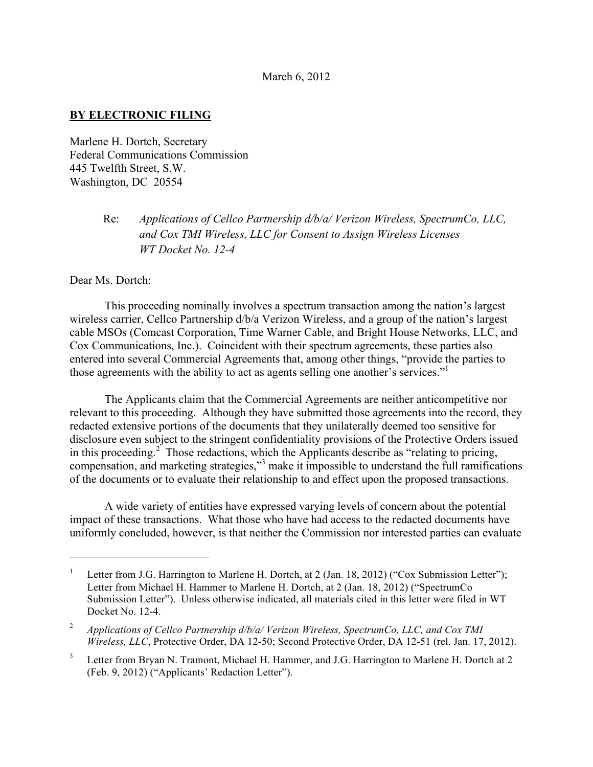March 6, 2012

**BY ELECTRONIC FILING**

Marlene H. Dortch, Secretary
Federal Communications Commission
445 Twelfth Street, S.W.
Washington, DC 20554

Re: *Applications of Cellco Partnership d/b/a/ Verizon Wireless, SpectrumCo, LLC, and Cox TMI Wireless, LLC for Consent to Assign Wireless Licenses*
*WT Docket No. 12-4*

Dear Ms. Dortch:

This proceeding nominally involves a spectrum transaction among the nation's largest wireless carrier, Cellco Partnership d/b/a Verizon Wireless, and a group of the nation's largest cable MSOs (Comcast Corporation, Time Warner Cable, and Bright House Networks, LLC, and Cox Communications, Inc.). Coincident with their spectrum agreements, these parties also entered into several Commercial Agreements that, among other things, "provide the parties to those agreements with the ability to act as agents selling one another's services."[1]

The Applicants claim that the Commercial Agreements are neither anticompetitive nor relevant to this proceeding. Although they have submitted those agreements into the record, they redacted extensive portions of the documents that they unilaterally deemed too sensitive for disclosure even subject to the stringent confidentiality provisions of the Protective Orders issued in this proceeding.[2] Those redactions, which the Applicants describe as "relating to pricing, compensation, and marketing strategies,"[3] make it impossible to understand the full ramifications of the documents or to evaluate their relationship to and effect upon the proposed transactions.

A wide variety of entities have expressed varying levels of concern about the potential impact of these transactions. What those who have had access to the redacted documents have uniformly concluded, however, is that neither the Commission nor interested parties can evaluate

---

[1] Letter from J.G. Harrington to Marlene H. Dortch, at 2 (Jan. 18, 2012) ("Cox Submission Letter"); Letter from Michael H. Hammer to Marlene H. Dortch, at 2 (Jan. 18, 2012) ("SpectrumCo Submission Letter"). Unless otherwise indicated, all materials cited in this letter were filed in WT Docket No. 12-4.

[2] *Applications of Cellco Partnership d/b/a/ Verizon Wireless, SpectrumCo, LLC, and Cox TMI Wireless, LLC*, Protective Order, DA 12-50; Second Protective Order, DA 12-51 (rel. Jan. 17, 2012).

[3] Letter from Bryan N. Tramont, Michael H. Hammer, and J.G. Harrington to Marlene H. Dortch at 2 (Feb. 9, 2012) ("Applicants' Redaction Letter").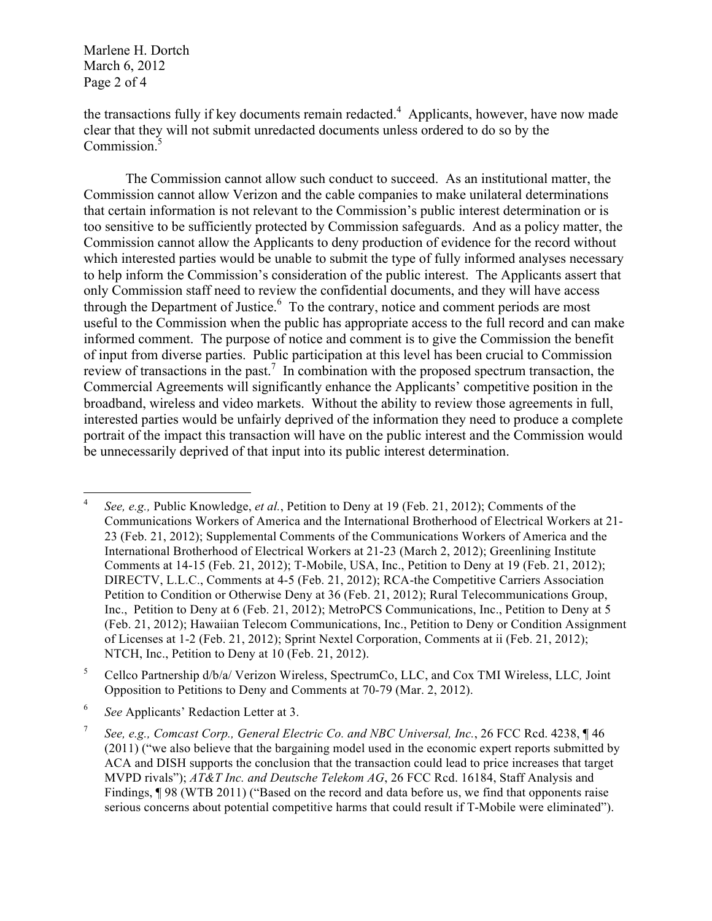the transactions fully if key documents remain redacted.[4] Applicants, however, have now made clear that they will not submit unredacted documents unless ordered to do so by the Commission.[5]

The Commission cannot allow such conduct to succeed. As an institutional matter, the Commission cannot allow Verizon and the cable companies to make unilateral determinations that certain information is not relevant to the Commission's public interest determination or is too sensitive to be sufficiently protected by Commission safeguards. And as a policy matter, the Commission cannot allow the Applicants to deny production of evidence for the record without which interested parties would be unable to submit the type of fully informed analyses necessary to help inform the Commission's consideration of the public interest. The Applicants assert that only Commission staff need to review the confidential documents, and they will have access through the Department of Justice.[6] To the contrary, notice and comment periods are most useful to the Commission when the public has appropriate access to the full record and can make informed comment. The purpose of notice and comment is to give the Commission the benefit of input from diverse parties. Public participation at this level has been crucial to Commission review of transactions in the past.[7] In combination with the proposed spectrum transaction, the Commercial Agreements will significantly enhance the Applicants' competitive position in the broadband, wireless and video markets. Without the ability to review those agreements in full, interested parties would be unfairly deprived of the information they need to produce a complete portrait of the impact this transaction will have on the public interest and the Commission would be unnecessarily deprived of that input into its public interest determination.

---

[4] *See, e.g.,* Public Knowledge, *et al.*, Petition to Deny at 19 (Feb. 21, 2012); Comments of the Communications Workers of America and the International Brotherhood of Electrical Workers at 21-23 (Feb. 21, 2012); Supplemental Comments of the Communications Workers of America and the International Brotherhood of Electrical Workers at 21-23 (March 2, 2012); Greenlining Institute Comments at 14-15 (Feb. 21, 2012); T-Mobile, USA, Inc., Petition to Deny at 19 (Feb. 21, 2012); DIRECTV, L.L.C., Comments at 4-5 (Feb. 21, 2012); RCA-the Competitive Carriers Association Petition to Condition or Otherwise Deny at 36 (Feb. 21, 2012); Rural Telecommunications Group, Inc., Petition to Deny at 6 (Feb. 21, 2012); MetroPCS Communications, Inc., Petition to Deny at 5 (Feb. 21, 2012); Hawaiian Telecom Communications, Inc., Petition to Deny or Condition Assignment of Licenses at 1-2 (Feb. 21, 2012); Sprint Nextel Corporation, Comments at ii (Feb. 21, 2012); NTCH, Inc., Petition to Deny at 10 (Feb. 21, 2012).

[5] Cellco Partnership d/b/a/ Verizon Wireless, SpectrumCo, LLC, and Cox TMI Wireless, LLC*,* Joint Opposition to Petitions to Deny and Comments at 70-79 (Mar. 2, 2012).

[6] *See* Applicants' Redaction Letter at 3.

[7] *See, e.g., Comcast Corp., General Electric Co. and NBC Universal, Inc.*, 26 FCC Rcd. 4238, ¶ 46 (2011) ("we also believe that the bargaining model used in the economic expert reports submitted by ACA and DISH supports the conclusion that the transaction could lead to price increases that target MVPD rivals"); *AT&T Inc. and Deutsche Telekom AG*, 26 FCC Rcd. 16184, Staff Analysis and Findings, ¶ 98 (WTB 2011) ("Based on the record and data before us, we find that opponents raise serious concerns about potential competitive harms that could result if T-Mobile were eliminated").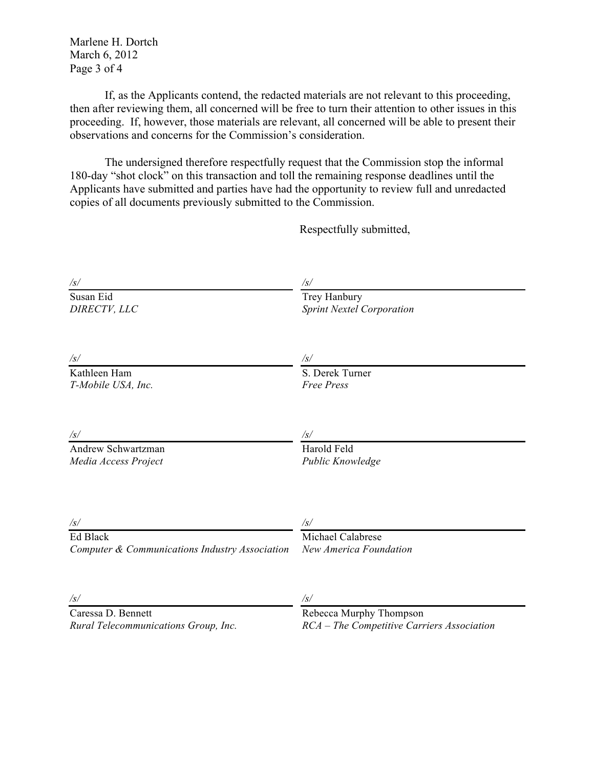If, as the Applicants contend, the redacted materials are not relevant to this proceeding, then after reviewing them, all concerned will be free to turn their attention to other issues in this proceeding. If, however, those materials are relevant, all concerned will be able to present their observations and concerns for the Commission's consideration.

The undersigned therefore respectfully request that the Commission stop the informal 180-day "shot clock" on this transaction and toll the remaining response deadlines until the Applicants have submitted and parties have had the opportunity to review full and unredacted copies of all documents previously submitted to the Commission.

Respectfully submitted,

/s/
Susan Eid
*DIRECTV, LLC*

/s/
Trey Hanbury
*Sprint Nextel Corporation*

/s/
Kathleen Ham
*T-Mobile USA, Inc.*

/s/
S. Derek Turner
*Free Press*

/s/
Andrew Schwartzman
*Media Access Project*

/s/
Harold Feld
*Public Knowledge*

/s/
Ed Black
*Computer & Communications Industry Association*

/s/
Michael Calabrese
*New America Foundation*

/s/
Caressa D. Bennett
*Rural Telecommunications Group, Inc.*

/s/
Rebecca Murphy Thompson
*RCA – The Competitive Carriers Association*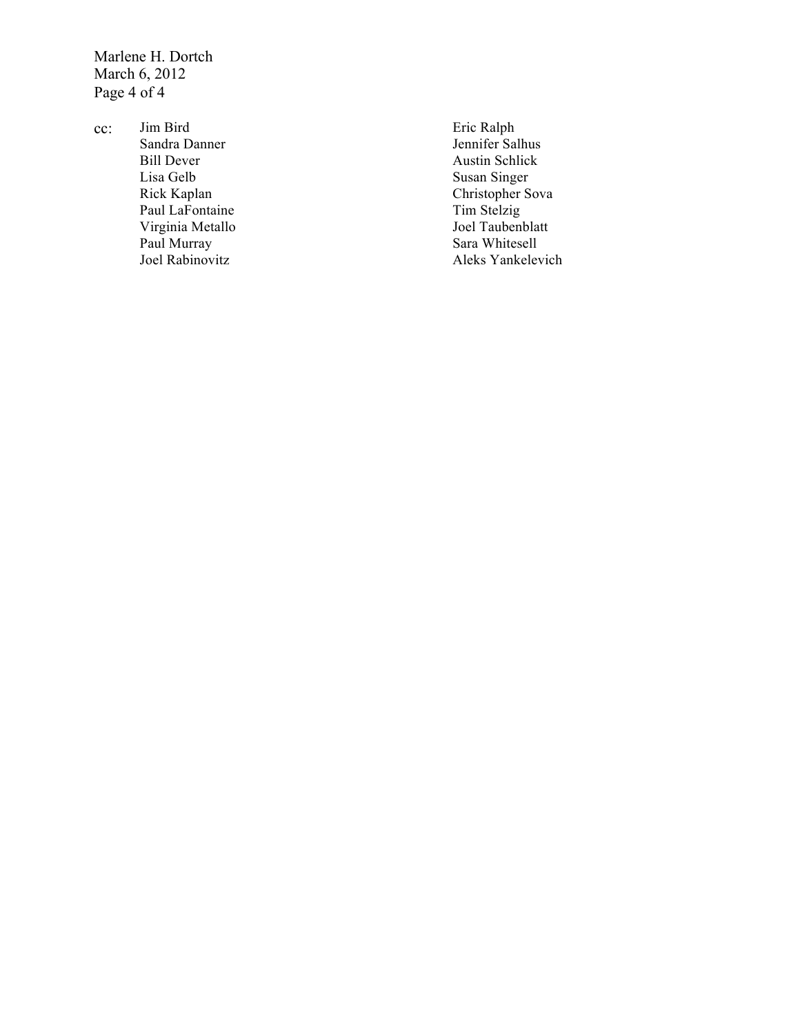cc: Jim Bird
Sandra Danner
Bill Dever
Lisa Gelb
Rick Kaplan
Paul LaFontaine
Virginia Metallo
Paul Murray
Joel Rabinovitz
Eric Ralph
Jennifer Salhus
Austin Schlick
Susan Singer
Christopher Sova
Tim Stelzig
Joel Taubenblatt
Sara Whitesell
Aleks Yankelevich